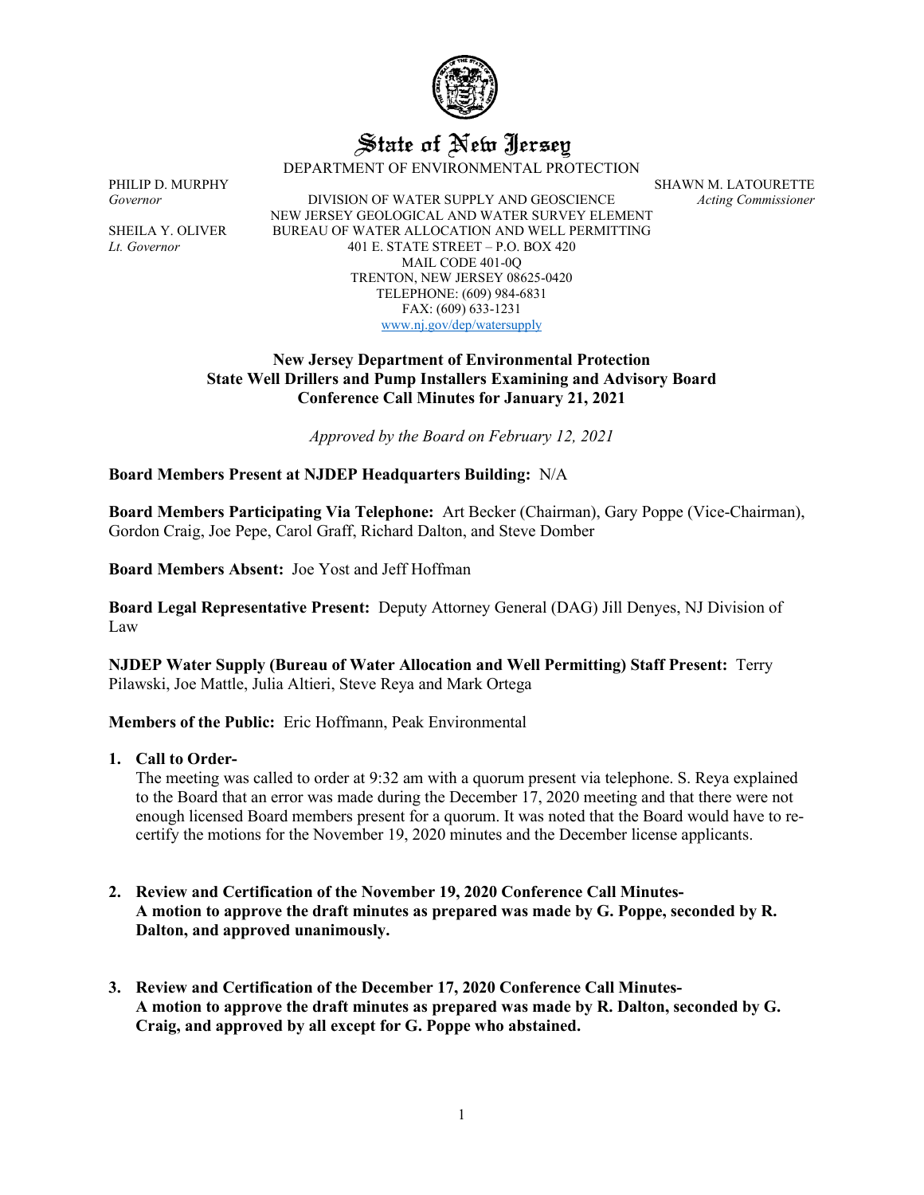# State of New Jersey

DEPARTMENT OF ENVIRONMENTAL PROTECTION

PHILIP D. MURPHY
*Governor*

SHEILA Y. OLIVER
*Lt. Governor*

DIVISION OF WATER SUPPLY AND GEOSCIENCE
NEW JERSEY GEOLOGICAL AND WATER SURVEY ELEMENT
BUREAU OF WATER ALLOCATION AND WELL PERMITTING
401 E. STATE STREET – P.O. BOX 420
MAIL CODE 401-0Q
TRENTON, NEW JERSEY 08625-0420
TELEPHONE: (609) 984-6831
FAX: (609) 633-1231
www.nj.gov/dep/watersupply

SHAWN M. LATOURETTE
*Acting Commissioner*

**New Jersey Department of Environmental Protection**
**State Well Drillers and Pump Installers Examining and Advisory Board**
**Conference Call Minutes for January 21, 2021**

*Approved by the Board on February 12, 2021*

**Board Members Present at NJDEP Headquarters Building:** N/A

**Board Members Participating Via Telephone:** Art Becker (Chairman), Gary Poppe (Vice-Chairman), Gordon Craig, Joe Pepe, Carol Graff, Richard Dalton, and Steve Domber

**Board Members Absent:** Joe Yost and Jeff Hoffman

**Board Legal Representative Present:** Deputy Attorney General (DAG) Jill Denyes, NJ Division of Law

**NJDEP Water Supply (Bureau of Water Allocation and Well Permitting) Staff Present:** Terry Pilawski, Joe Mattle, Julia Altieri, Steve Reya and Mark Ortega

**Members of the Public:** Eric Hoffmann, Peak Environmental

1. **Call to Order-**
   The meeting was called to order at 9:32 am with a quorum present via telephone. S. Reya explained to the Board that an error was made during the December 17, 2020 meeting and that there were not enough licensed Board members present for a quorum. It was noted that the Board would have to re-certify the motions for the November 19, 2020 minutes and the December license applicants.

2. **Review and Certification of the November 19, 2020 Conference Call Minutes-**
   **A motion to approve the draft minutes as prepared was made by G. Poppe, seconded by R. Dalton, and approved unanimously.**

3. **Review and Certification of the December 17, 2020 Conference Call Minutes-**
   **A motion to approve the draft minutes as prepared was made by R. Dalton, seconded by G. Craig, and approved by all except for G. Poppe who abstained.**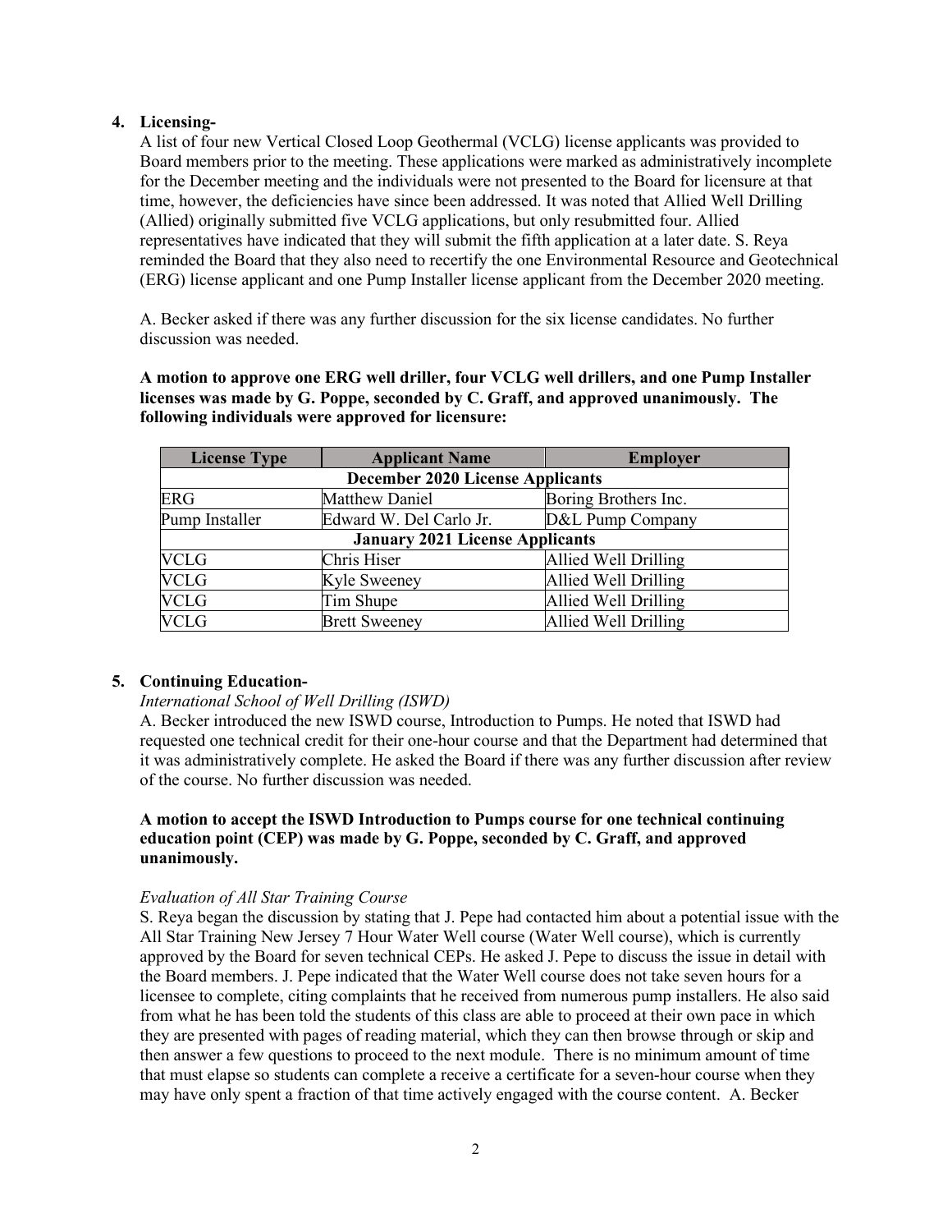**4. Licensing-**

A list of four new Vertical Closed Loop Geothermal (VCLG) license applicants was provided to Board members prior to the meeting. These applications were marked as administratively incomplete for the December meeting and the individuals were not presented to the Board for licensure at that time, however, the deficiencies have since been addressed. It was noted that Allied Well Drilling (Allied) originally submitted five VCLG applications, but only resubmitted four. Allied representatives have indicated that they will submit the fifth application at a later date. S. Reya reminded the Board that they also need to recertify the one Environmental Resource and Geotechnical (ERG) license applicant and one Pump Installer license applicant from the December 2020 meeting.

A. Becker asked if there was any further discussion for the six license candidates. No further discussion was needed.

**A motion to approve one ERG well driller, four VCLG well drillers, and one Pump Installer licenses was made by G. Poppe, seconded by C. Graff, and approved unanimously. The following individuals were approved for licensure:**

| License Type | Applicant Name | Employer |
|---|---|---|
| **December 2020 License Applicants** | | |
| ERG | Matthew Daniel | Boring Brothers Inc. |
| Pump Installer | Edward W. Del Carlo Jr. | D&L Pump Company |
| **January 2021 License Applicants** | | |
| VCLG | Chris Hiser | Allied Well Drilling |
| VCLG | Kyle Sweeney | Allied Well Drilling |
| VCLG | Tim Shupe | Allied Well Drilling |
| VCLG | Brett Sweeney | Allied Well Drilling |

**5. Continuing Education-**

*International School of Well Drilling (ISWD)*

A. Becker introduced the new ISWD course, Introduction to Pumps. He noted that ISWD had requested one technical credit for their one-hour course and that the Department had determined that it was administratively complete. He asked the Board if there was any further discussion after review of the course. No further discussion was needed.

**A motion to accept the ISWD Introduction to Pumps course for one technical continuing education point (CEP) was made by G. Poppe, seconded by C. Graff, and approved unanimously.**

*Evaluation of All Star Training Course*

S. Reya began the discussion by stating that J. Pepe had contacted him about a potential issue with the All Star Training New Jersey 7 Hour Water Well course (Water Well course), which is currently approved by the Board for seven technical CEPs. He asked J. Pepe to discuss the issue in detail with the Board members. J. Pepe indicated that the Water Well course does not take seven hours for a licensee to complete, citing complaints that he received from numerous pump installers. He also said from what he has been told the students of this class are able to proceed at their own pace in which they are presented with pages of reading material, which they can then browse through or skip and then answer a few questions to proceed to the next module. There is no minimum amount of time that must elapse so students can complete a receive a certificate for a seven-hour course when they may have only spent a fraction of that time actively engaged with the course content. A. Becker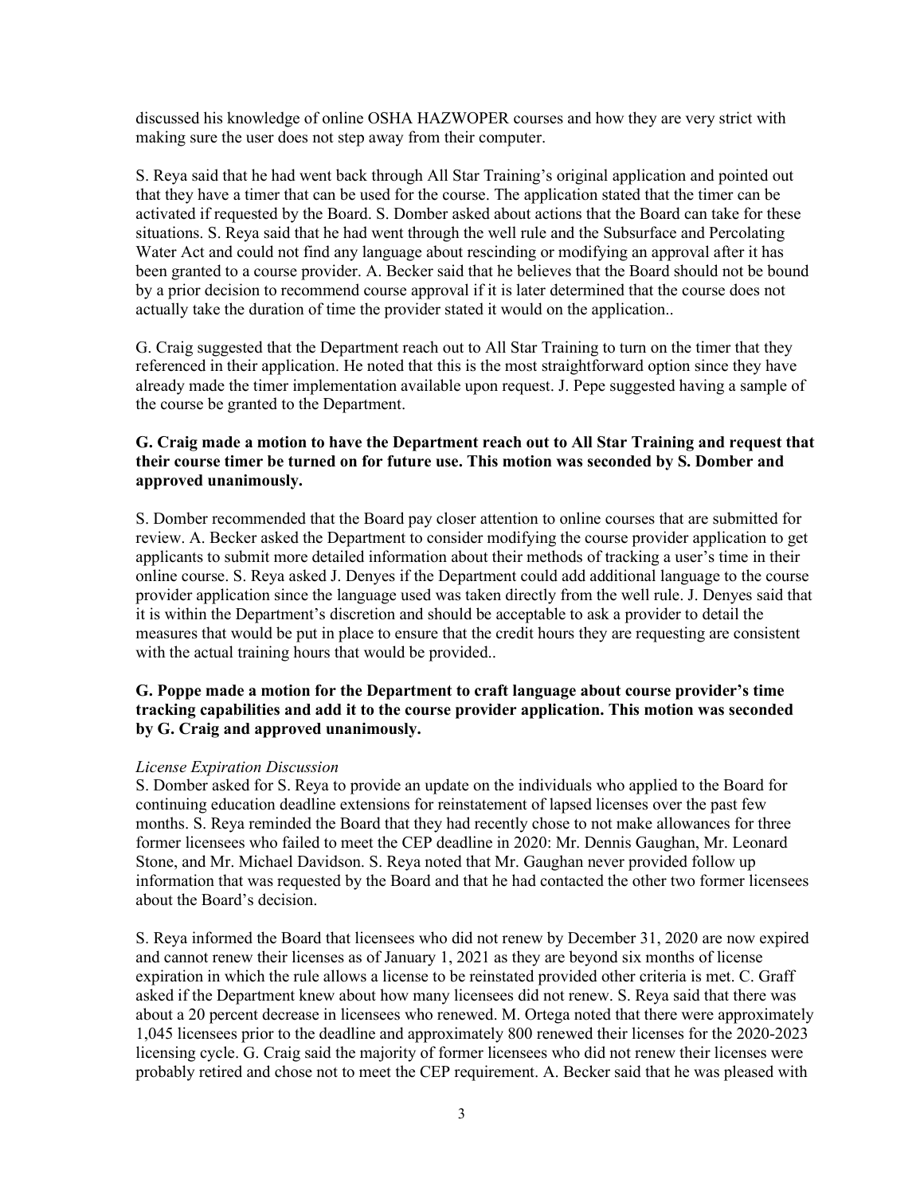discussed his knowledge of online OSHA HAZWOPER courses and how they are very strict with making sure the user does not step away from their computer.

S. Reya said that he had went back through All Star Training's original application and pointed out that they have a timer that can be used for the course. The application stated that the timer can be activated if requested by the Board. S. Domber asked about actions that the Board can take for these situations. S. Reya said that he had went through the well rule and the Subsurface and Percolating Water Act and could not find any language about rescinding or modifying an approval after it has been granted to a course provider. A. Becker said that he believes that the Board should not be bound by a prior decision to recommend course approval if it is later determined that the course does not actually take the duration of time the provider stated it would on the application..

G. Craig suggested that the Department reach out to All Star Training to turn on the timer that they referenced in their application. He noted that this is the most straightforward option since they have already made the timer implementation available upon request. J. Pepe suggested having a sample of the course be granted to the Department.

**G. Craig made a motion to have the Department reach out to All Star Training and request that their course timer be turned on for future use. This motion was seconded by S. Domber and approved unanimously.**

S. Domber recommended that the Board pay closer attention to online courses that are submitted for review. A. Becker asked the Department to consider modifying the course provider application to get applicants to submit more detailed information about their methods of tracking a user's time in their online course. S. Reya asked J. Denyes if the Department could add additional language to the course provider application since the language used was taken directly from the well rule. J. Denyes said that it is within the Department's discretion and should be acceptable to ask a provider to detail the measures that would be put in place to ensure that the credit hours they are requesting are consistent with the actual training hours that would be provided..

**G. Poppe made a motion for the Department to craft language about course provider's time tracking capabilities and add it to the course provider application. This motion was seconded by G. Craig and approved unanimously.**

*License Expiration Discussion*

S. Domber asked for S. Reya to provide an update on the individuals who applied to the Board for continuing education deadline extensions for reinstatement of lapsed licenses over the past few months. S. Reya reminded the Board that they had recently chose to not make allowances for three former licensees who failed to meet the CEP deadline in 2020: Mr. Dennis Gaughan, Mr. Leonard Stone, and Mr. Michael Davidson. S. Reya noted that Mr. Gaughan never provided follow up information that was requested by the Board and that he had contacted the other two former licensees about the Board's decision.

S. Reya informed the Board that licensees who did not renew by December 31, 2020 are now expired and cannot renew their licenses as of January 1, 2021 as they are beyond six months of license expiration in which the rule allows a license to be reinstated provided other criteria is met. C. Graff asked if the Department knew about how many licensees did not renew. S. Reya said that there was about a 20 percent decrease in licensees who renewed. M. Ortega noted that there were approximately 1,045 licensees prior to the deadline and approximately 800 renewed their licenses for the 2020-2023 licensing cycle. G. Craig said the majority of former licensees who did not renew their licenses were probably retired and chose not to meet the CEP requirement. A. Becker said that he was pleased with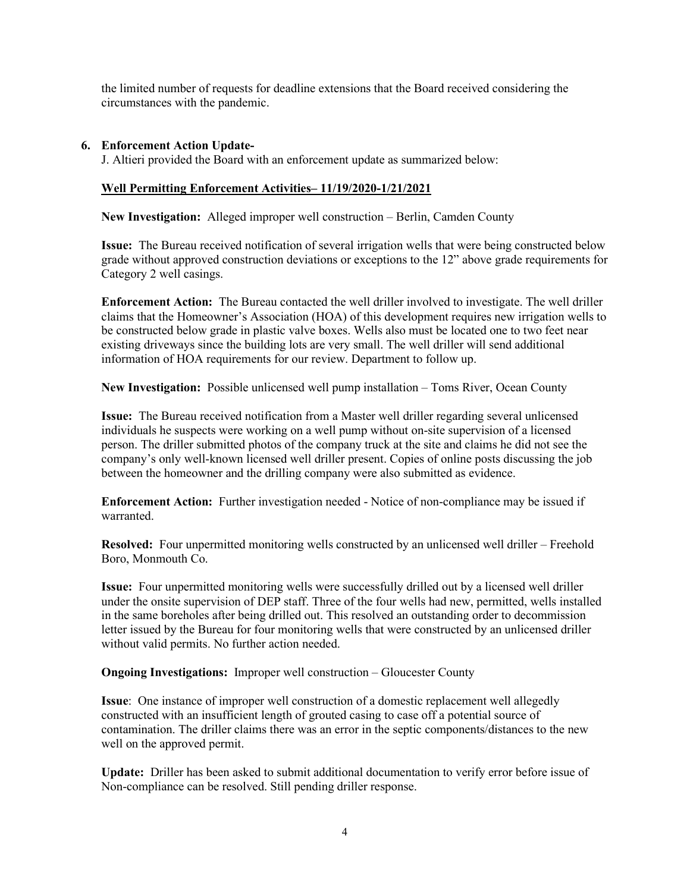the limited number of requests for deadline extensions that the Board received considering the circumstances with the pandemic.

**6. Enforcement Action Update-**

J. Altieri provided the Board with an enforcement update as summarized below:

**Well Permitting Enforcement Activities– 11/19/2020-1/21/2021**

**New Investigation:** Alleged improper well construction – Berlin, Camden County

**Issue:** The Bureau received notification of several irrigation wells that were being constructed below grade without approved construction deviations or exceptions to the 12" above grade requirements for Category 2 well casings.

**Enforcement Action:** The Bureau contacted the well driller involved to investigate. The well driller claims that the Homeowner's Association (HOA) of this development requires new irrigation wells to be constructed below grade in plastic valve boxes. Wells also must be located one to two feet near existing driveways since the building lots are very small. The well driller will send additional information of HOA requirements for our review. Department to follow up.

**New Investigation:** Possible unlicensed well pump installation – Toms River, Ocean County

**Issue:** The Bureau received notification from a Master well driller regarding several unlicensed individuals he suspects were working on a well pump without on-site supervision of a licensed person. The driller submitted photos of the company truck at the site and claims he did not see the company's only well-known licensed well driller present. Copies of online posts discussing the job between the homeowner and the drilling company were also submitted as evidence.

**Enforcement Action:** Further investigation needed - Notice of non-compliance may be issued if warranted.

**Resolved:** Four unpermitted monitoring wells constructed by an unlicensed well driller – Freehold Boro, Monmouth Co.

**Issue:** Four unpermitted monitoring wells were successfully drilled out by a licensed well driller under the onsite supervision of DEP staff. Three of the four wells had new, permitted, wells installed in the same boreholes after being drilled out. This resolved an outstanding order to decommission letter issued by the Bureau for four monitoring wells that were constructed by an unlicensed driller without valid permits. No further action needed.

**Ongoing Investigations:** Improper well construction – Gloucester County

**Issue**: One instance of improper well construction of a domestic replacement well allegedly constructed with an insufficient length of grouted casing to case off a potential source of contamination. The driller claims there was an error in the septic components/distances to the new well on the approved permit.

**Update:** Driller has been asked to submit additional documentation to verify error before issue of Non-compliance can be resolved. Still pending driller response.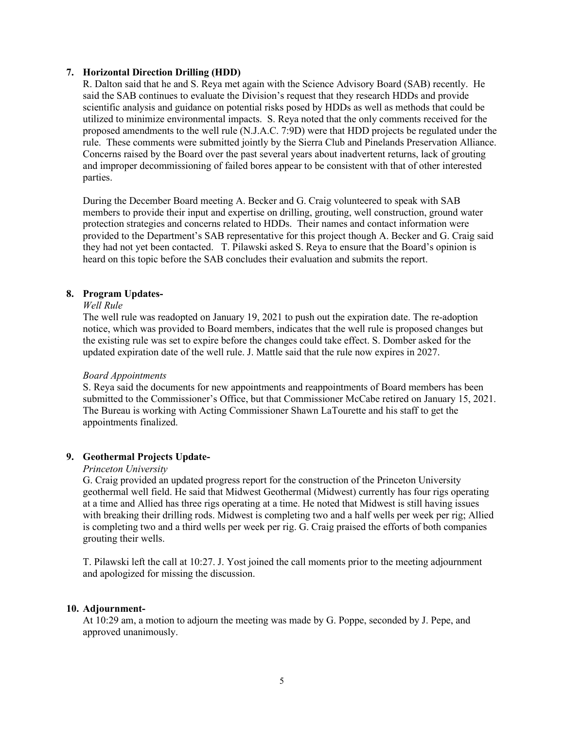**7. Horizontal Direction Drilling (HDD)**

R. Dalton said that he and S. Reya met again with the Science Advisory Board (SAB) recently. He said the SAB continues to evaluate the Division's request that they research HDDs and provide scientific analysis and guidance on potential risks posed by HDDs as well as methods that could be utilized to minimize environmental impacts. S. Reya noted that the only comments received for the proposed amendments to the well rule (N.J.A.C. 7:9D) were that HDD projects be regulated under the rule. These comments were submitted jointly by the Sierra Club and Pinelands Preservation Alliance. Concerns raised by the Board over the past several years about inadvertent returns, lack of grouting and improper decommissioning of failed bores appear to be consistent with that of other interested parties.

During the December Board meeting A. Becker and G. Craig volunteered to speak with SAB members to provide their input and expertise on drilling, grouting, well construction, ground water protection strategies and concerns related to HDDs. Their names and contact information were provided to the Department's SAB representative for this project though A. Becker and G. Craig said they had not yet been contacted. T. Pilawski asked S. Reya to ensure that the Board's opinion is heard on this topic before the SAB concludes their evaluation and submits the report.

**8. Program Updates-**

*Well Rule*

The well rule was readopted on January 19, 2021 to push out the expiration date. The re-adoption notice, which was provided to Board members, indicates that the well rule is proposed changes but the existing rule was set to expire before the changes could take effect. S. Domber asked for the updated expiration date of the well rule. J. Mattle said that the rule now expires in 2027.

*Board Appointments*

S. Reya said the documents for new appointments and reappointments of Board members has been submitted to the Commissioner's Office, but that Commissioner McCabe retired on January 15, 2021. The Bureau is working with Acting Commissioner Shawn LaTourette and his staff to get the appointments finalized.

**9. Geothermal Projects Update-**

*Princeton University*

G. Craig provided an updated progress report for the construction of the Princeton University geothermal well field. He said that Midwest Geothermal (Midwest) currently has four rigs operating at a time and Allied has three rigs operating at a time. He noted that Midwest is still having issues with breaking their drilling rods. Midwest is completing two and a half wells per week per rig; Allied is completing two and a third wells per week per rig. G. Craig praised the efforts of both companies grouting their wells.

T. Pilawski left the call at 10:27. J. Yost joined the call moments prior to the meeting adjournment and apologized for missing the discussion.

**10. Adjournment-**

At 10:29 am, a motion to adjourn the meeting was made by G. Poppe, seconded by J. Pepe, and approved unanimously.